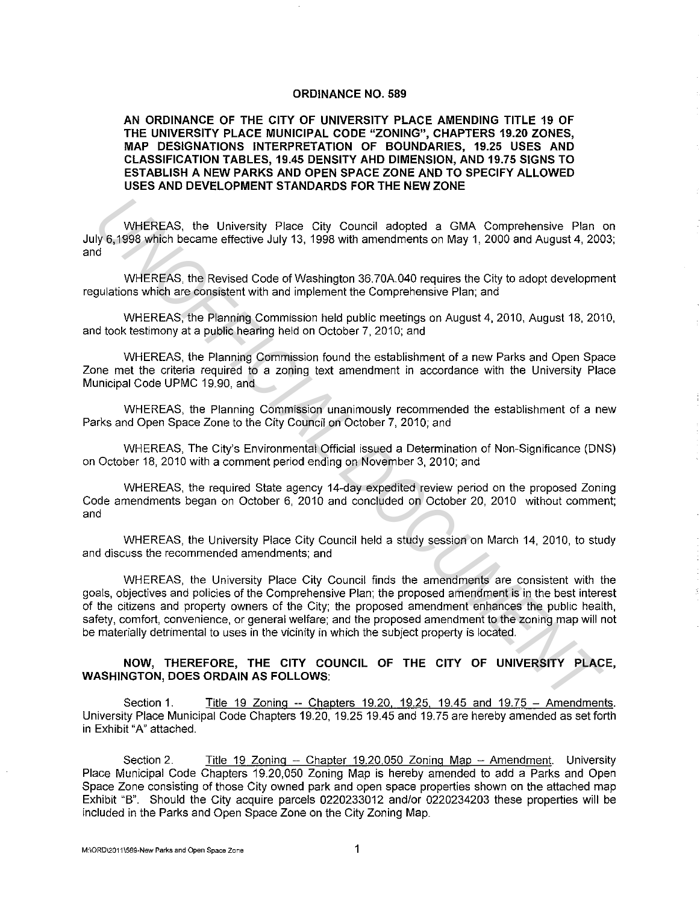# ORDINANCE NO. 589

## AN ORDINANCE OF THE CITY OF UNIVERSITY PLACE AMENDING TITLE 19 OF THE UNIVERSITY PLACE MUNICIPAL CODE "ZONING", CHAPTERS 19.20 ZONES, MAP DESIGNATIONS INTERPRETATION OF BOUNDARIES, 19.25 USES AND CLASSIFICATION TABLES, 19.45 DENSITY AHD DIMENSION, AND 19.75 SIGNS TO ESTABLISH A NEW PARKS AND OPEN SPACE ZONE AND TO SPECIFY ALLOWED USES AND DEVELOPMENT STANDARDS FOR THE NEW ZONE

WHEREAS, the University Place City Council adopted a GMA Comprehensive Plan on July 6,1998 which became effective July 13, 1998 with amendments on May 1, 2000 and August 4, 2003; and

WHEREAS, the Revised Code of Washington 36.70A.040 requires the City to adopt development regulations which are consistent with and implement the Comprehensive Plan; and

WHEREAS, the Planning Commission held public meetings on August 4, 2010, August 18, 2010, and took testimony at a public hearing held on October 7, 2010; and

WHEREAS, the Planning Commission found the establishment of a new Parks and Open Space Zone met the criteria required to a zoning text amendment in accordance with the University Place Municipal Code UPMC 19.90, and

WHEREAS, the Planning Commission unanimously recommended the establishment of a new Parks and Open Space Zone to the City Council on October 7, 2010; and

WHEREAS, The City's Environmental Official issued a Determination of Non-Significance (DNS) on October 18, 2010 with a comment period ending on November 3, 2010; and

WHEREAS, the required State agency 14-day expedited review period on the proposed Zoning Code amendments began on October 6, 2010 and concluded on October 20, 2010 without comment; and

WHEREAS, the University Place City Council held a study session on March 14, 2010, to study and discuss the recommended amendments; and

WHEREAS, the University Place City Council finds the amendments are consistent with the goals, objectives and policies of the Comprehensive Plan; the proposed amendment is in the best interest of the citizens and property owners of the City; the proposed amendment enhances the public health, safety, comfort, convenience, or general welfare; and the proposed amendment to the zoning map will not be materially detrimental to uses in the vicinity in which the subject property is located.

**NOW, THEREFORE, THE CITY COUNCIL OF THE CITY OF UNIVERSITY PLACE, WASHINGTON, DOES ORDAIN AS FOLLOWS:**

Section 1. Title 19 Zoning -- Chapters 19.20, 19.25, 19.45 and 19.75 – Amendments. University Place Municipal Code Chapters 19.20, 19.25 19.45 and 19.75 are hereby amended as set forth in Exhibit "A" attached.

Section 2. Title 19 Zoning – Chapter 19.20.050 Zoning Map – Amendment. University Place Municipal Code Chapters 19.20,050 Zoning Map is hereby amended to add a Parks and Open Space Zone consisting of those City owned park and open space properties shown on the attached map Exhibit "B". Should the City acquire parcels 0220233012 and/or 0220234203 these properties will be included in the Parks and Open Space Zone on the City Zoning Map.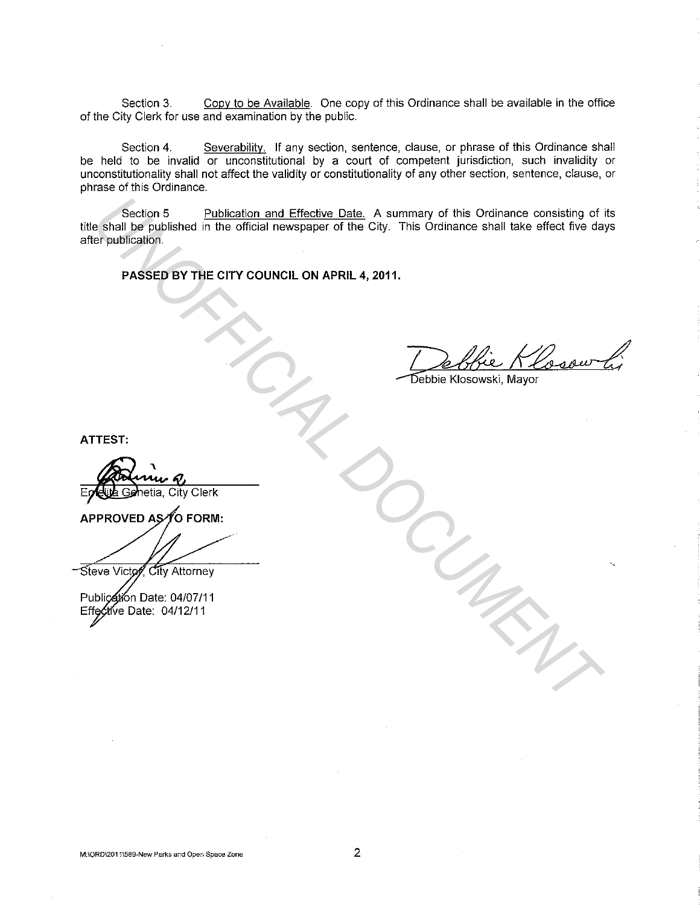Section 3. Copy to be Available. One copy of this Ordinance shall be available in the office of the City Clerk for use and examination by the public.

Section 4. Severability. If any section, sentence, clause, or phrase of this Ordinance shall be held to be invalid or unconstitutional by a court of competent jurisdiction, such invalidity or unconstitutionality shall not affect the validity or constitutionality of any other section, sentence, clause, or phrase of this Ordinance.

Section 5 Publication and Effective Date. A summary of this Ordinance consisting of its title shall be published in the official newspaper of the City. This Ordinance shall take effect five days after publication.

**PASSED BY THE CITY COUNCIL ON APRIL 4, 2011.**

Debbie Klosowski, Mayor

**ATTEST:**

Emelita Genetia, City Clerk

**APPROVED AS TO FORM:**

Steve Victor, City Attorney

Publication Date: 04/07/11
Effective Date: 04/12/11

M:\ORD\2011\589-New Parks and Open Space Zone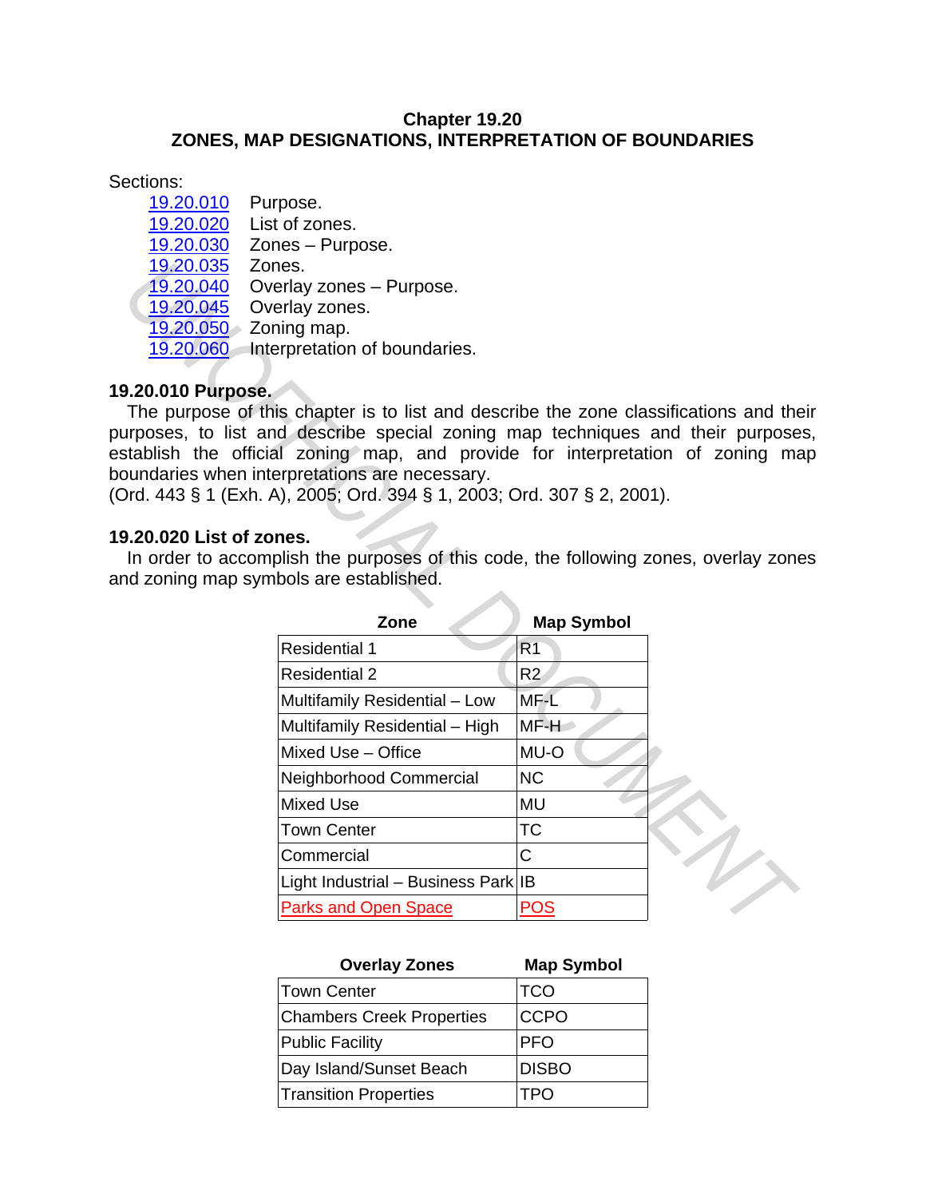# Chapter 19.20
# ZONES, MAP DESIGNATIONS, INTERPRETATION OF BOUNDARIES

Sections:

- 19.20.010 Purpose.
- 19.20.020 List of zones.
- 19.20.030 Zones – Purpose.
- 19.20.035 Zones.
- 19.20.040 Overlay zones – Purpose.
- 19.20.045 Overlay zones.
- 19.20.050 Zoning map.
- 19.20.060 Interpretation of boundaries.

## 19.20.010 Purpose.

The purpose of this chapter is to list and describe the zone classifications and their purposes, to list and describe special zoning map techniques and their purposes, establish the official zoning map, and provide for interpretation of zoning map boundaries when interpretations are necessary.
(Ord. 443 § 1 (Exh. A), 2005; Ord. 394 § 1, 2003; Ord. 307 § 2, 2001).

## 19.20.020 List of zones.

In order to accomplish the purposes of this code, the following zones, overlay zones and zoning map symbols are established.

| Zone | Map Symbol |
|---|---|
| Residential 1 | R1 |
| Residential 2 | R2 |
| Multifamily Residential – Low | MF-L |
| Multifamily Residential – High | MF-H |
| Mixed Use – Office | MU-O |
| Neighborhood Commercial | NC |
| Mixed Use | MU |
| Town Center | TC |
| Commercial | C |
| Light Industrial – Business Park | IB |
| Parks and Open Space | POS |

| Overlay Zones | Map Symbol |
|---|---|
| Town Center | TCO |
| Chambers Creek Properties | CCPO |
| Public Facility | PFO |
| Day Island/Sunset Beach | DISBO |
| Transition Properties | TPO |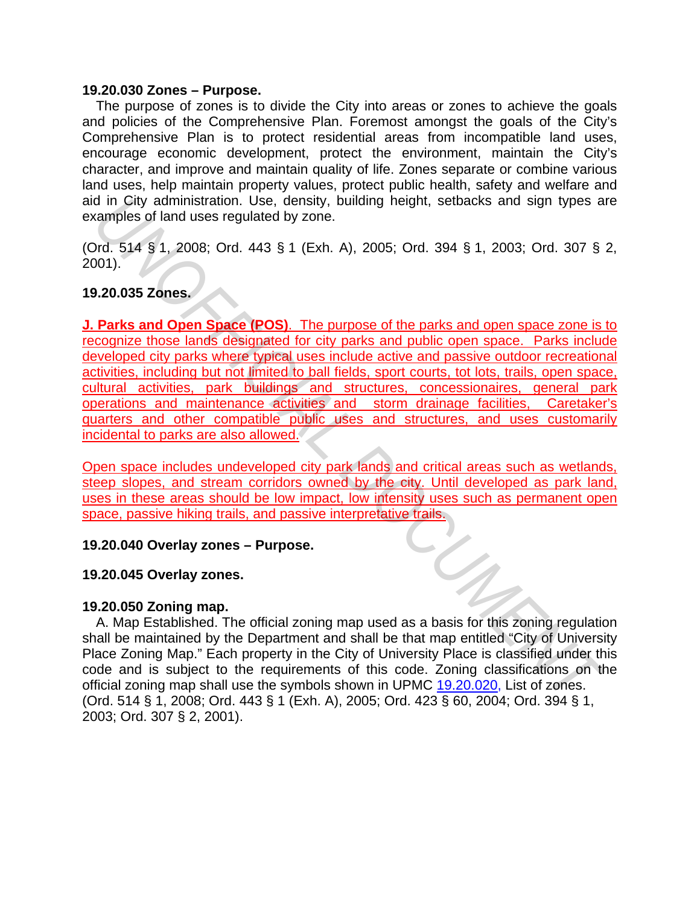**19.20.030 Zones – Purpose.**

The purpose of zones is to divide the City into areas or zones to achieve the goals and policies of the Comprehensive Plan. Foremost amongst the goals of the City's Comprehensive Plan is to protect residential areas from incompatible land uses, encourage economic development, protect the environment, maintain the City's character, and improve and maintain quality of life. Zones separate or combine various land uses, help maintain property values, protect public health, safety and welfare and aid in City administration. Use, density, building height, setbacks and sign types are examples of land uses regulated by zone.

(Ord. 514 § 1, 2008; Ord. 443 § 1 (Exh. A), 2005; Ord. 394 § 1, 2003; Ord. 307 § 2, 2001).

**19.20.035 Zones.**

**J. Parks and Open Space (POS)**. The purpose of the parks and open space zone is to recognize those lands designated for city parks and public open space. Parks include developed city parks where typical uses include active and passive outdoor recreational activities, including but not limited to ball fields, sport courts, tot lots, trails, open space, cultural activities, park buildings and structures, concessionaires, general park operations and maintenance activities and storm drainage facilities, Caretaker's quarters and other compatible public uses and structures, and uses customarily incidental to parks are also allowed.

Open space includes undeveloped city park lands and critical areas such as wetlands, steep slopes, and stream corridors owned by the city. Until developed as park land, uses in these areas should be low impact, low intensity uses such as permanent open space, passive hiking trails, and passive interpretative trails.

**19.20.040 Overlay zones – Purpose.**

**19.20.045 Overlay zones.**

**19.20.050 Zoning map.**

A. Map Established. The official zoning map used as a basis for this zoning regulation shall be maintained by the Department and shall be that map entitled "City of University Place Zoning Map." Each property in the City of University Place is classified under this code and is subject to the requirements of this code. Zoning classifications on the official zoning map shall use the symbols shown in UPMC 19.20.020, List of zones.
(Ord. 514 § 1, 2008; Ord. 443 § 1 (Exh. A), 2005; Ord. 423 § 60, 2004; Ord. 394 § 1, 2003; Ord. 307 § 2, 2001).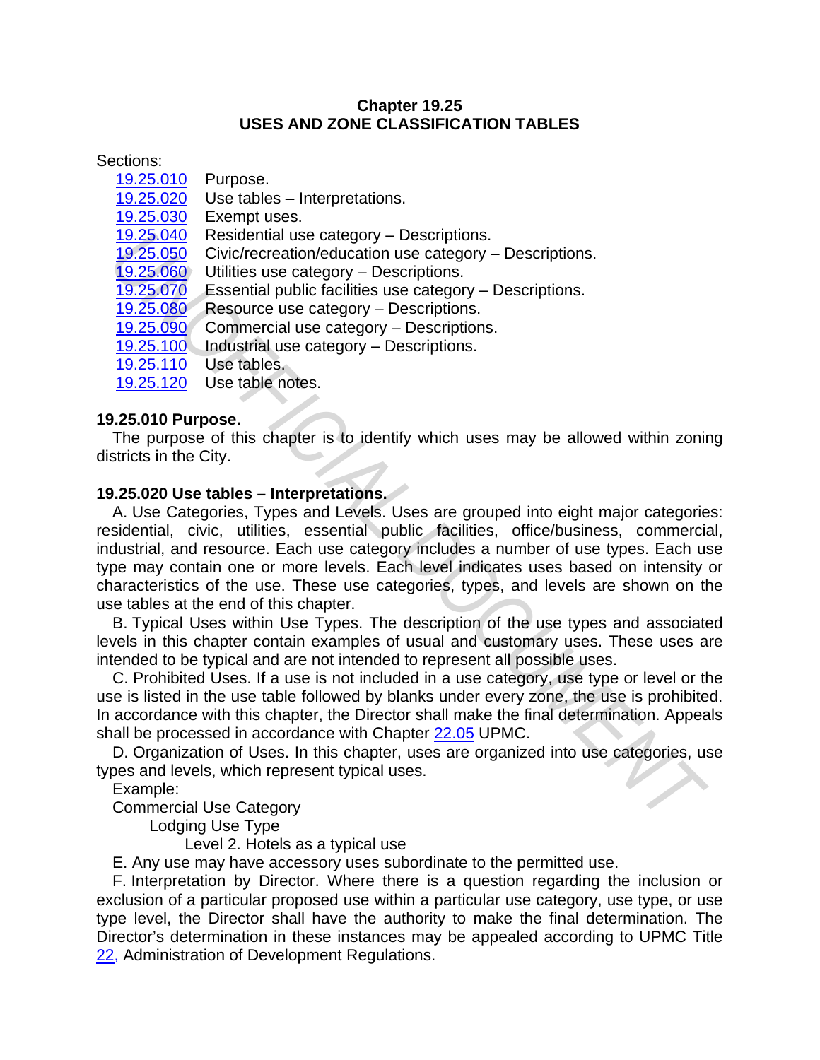# Chapter 19.25
# USES AND ZONE CLASSIFICATION TABLES

Sections:

19.25.010 Purpose.
19.25.020 Use tables – Interpretations.
19.25.030 Exempt uses.
19.25.040 Residential use category – Descriptions.
19.25.050 Civic/recreation/education use category – Descriptions.
19.25.060 Utilities use category – Descriptions.
19.25.070 Essential public facilities use category – Descriptions.
19.25.080 Resource use category – Descriptions.
19.25.090 Commercial use category – Descriptions.
19.25.100 Industrial use category – Descriptions.
19.25.110 Use tables.
19.25.120 Use table notes.

**19.25.010 Purpose.**

The purpose of this chapter is to identify which uses may be allowed within zoning districts in the City.

**19.25.020 Use tables – Interpretations.**

A. Use Categories, Types and Levels. Uses are grouped into eight major categories: residential, civic, utilities, essential public facilities, office/business, commercial, industrial, and resource. Each use category includes a number of use types. Each use type may contain one or more levels. Each level indicates uses based on intensity or characteristics of the use. These use categories, types, and levels are shown on the use tables at the end of this chapter.

B. Typical Uses within Use Types. The description of the use types and associated levels in this chapter contain examples of usual and customary uses. These uses are intended to be typical and are not intended to represent all possible uses.

C. Prohibited Uses. If a use is not included in a use category, use type or level or the use is listed in the use table followed by blanks under every zone, the use is prohibited. In accordance with this chapter, the Director shall make the final determination. Appeals shall be processed in accordance with Chapter 22.05 UPMC.

D. Organization of Uses. In this chapter, uses are organized into use categories, use types and levels, which represent typical uses.

Example:

Commercial Use Category
  Lodging Use Type
    Level 2. Hotels as a typical use

E. Any use may have accessory uses subordinate to the permitted use.

F. Interpretation by Director. Where there is a question regarding the inclusion or exclusion of a particular proposed use within a particular use category, use type, or use type level, the Director shall have the authority to make the final determination. The Director's determination in these instances may be appealed according to UPMC Title 22, Administration of Development Regulations.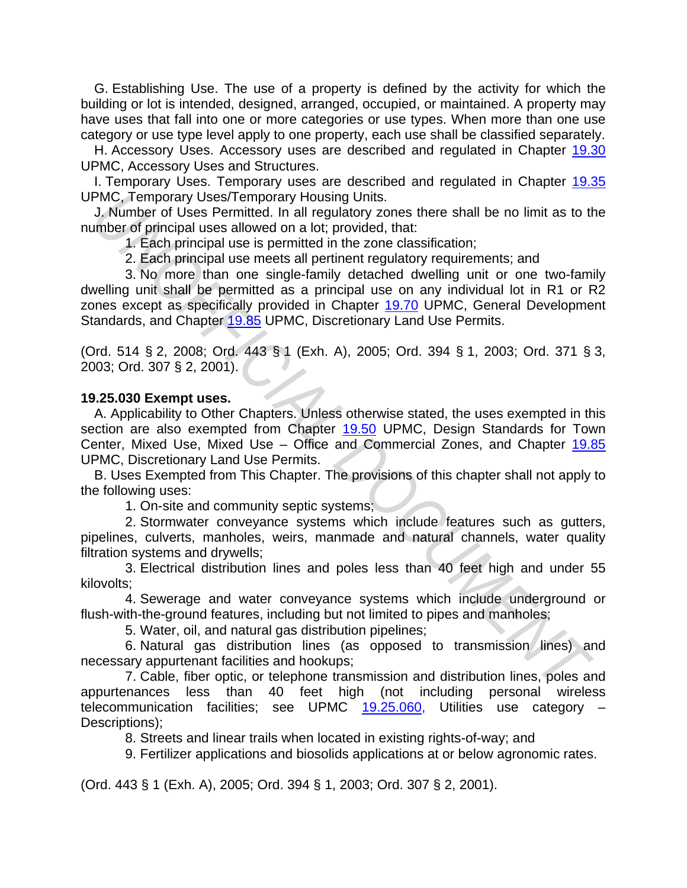G. Establishing Use. The use of a property is defined by the activity for which the building or lot is intended, designed, arranged, occupied, or maintained. A property may have uses that fall into one or more categories or use types. When more than one use category or use type level apply to one property, each use shall be classified separately.

H. Accessory Uses. Accessory uses are described and regulated in Chapter 19.30 UPMC, Accessory Uses and Structures.

I. Temporary Uses. Temporary uses are described and regulated in Chapter 19.35 UPMC, Temporary Uses/Temporary Housing Units.

J. Number of Uses Permitted. In all regulatory zones there shall be no limit as to the number of principal uses allowed on a lot; provided, that:

1. Each principal use is permitted in the zone classification;
2. Each principal use meets all pertinent regulatory requirements; and
3. No more than one single-family detached dwelling unit or one two-family dwelling unit shall be permitted as a principal use on any individual lot in R1 or R2 zones except as specifically provided in Chapter 19.70 UPMC, General Development Standards, and Chapter 19.85 UPMC, Discretionary Land Use Permits.

(Ord. 514 § 2, 2008; Ord. 443 § 1 (Exh. A), 2005; Ord. 394 § 1, 2003; Ord. 371 § 3, 2003; Ord. 307 § 2, 2001).

**19.25.030 Exempt uses.**

A. Applicability to Other Chapters. Unless otherwise stated, the uses exempted in this section are also exempted from Chapter 19.50 UPMC, Design Standards for Town Center, Mixed Use, Mixed Use – Office and Commercial Zones, and Chapter 19.85 UPMC, Discretionary Land Use Permits.

B. Uses Exempted from This Chapter. The provisions of this chapter shall not apply to the following uses:

1. On-site and community septic systems;
2. Stormwater conveyance systems which include features such as gutters, pipelines, culverts, manholes, weirs, manmade and natural channels, water quality filtration systems and drywells;
3. Electrical distribution lines and poles less than 40 feet high and under 55 kilovolts;
4. Sewerage and water conveyance systems which include underground or flush-with-the-ground features, including but not limited to pipes and manholes;
5. Water, oil, and natural gas distribution pipelines;
6. Natural gas distribution lines (as opposed to transmission lines) and necessary appurtenant facilities and hookups;
7. Cable, fiber optic, or telephone transmission and distribution lines, poles and appurtenances less than 40 feet high (not including personal wireless telecommunication facilities; see UPMC 19.25.060, Utilities use category – Descriptions);
8. Streets and linear trails when located in existing rights-of-way; and
9. Fertilizer applications and biosolids applications at or below agronomic rates.

(Ord. 443 § 1 (Exh. A), 2005; Ord. 394 § 1, 2003; Ord. 307 § 2, 2001).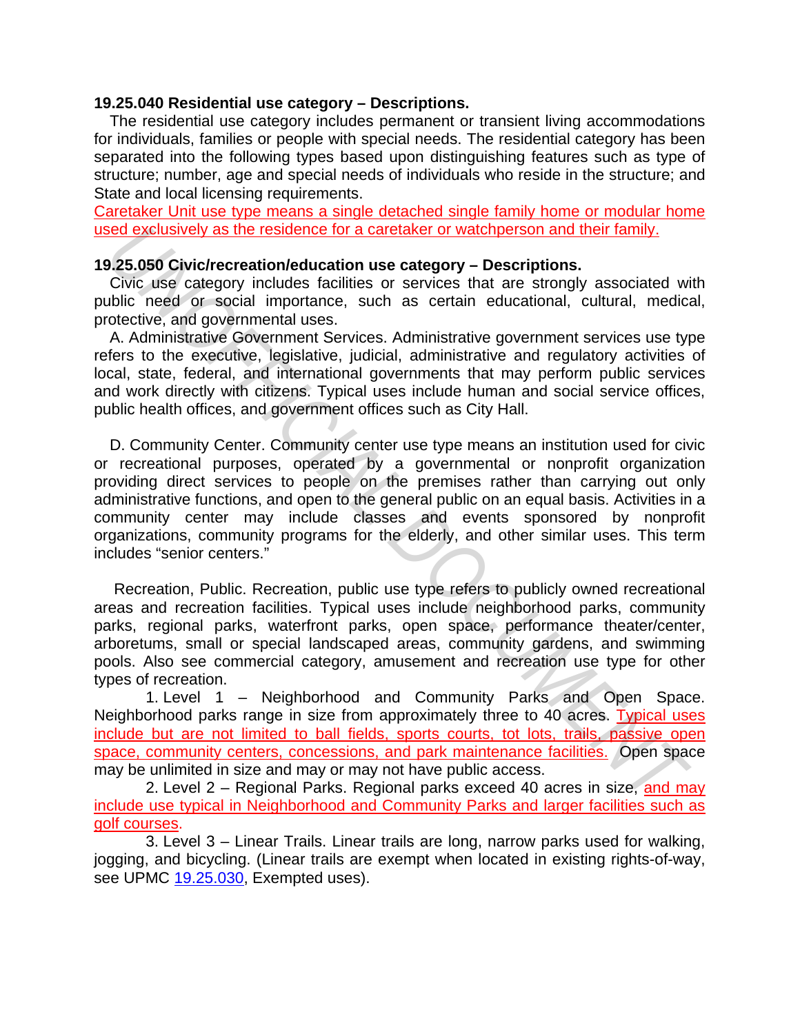**19.25.040 Residential use category – Descriptions.**

The residential use category includes permanent or transient living accommodations for individuals, families or people with special needs. The residential category has been separated into the following types based upon distinguishing features such as type of structure; number, age and special needs of individuals who reside in the structure; and State and local licensing requirements.

Caretaker Unit use type means a single detached single family home or modular home used exclusively as the residence for a caretaker or watchperson and their family.

**19.25.050 Civic/recreation/education use category – Descriptions.**

Civic use category includes facilities or services that are strongly associated with public need or social importance, such as certain educational, cultural, medical, protective, and governmental uses.

A. Administrative Government Services. Administrative government services use type refers to the executive, legislative, judicial, administrative and regulatory activities of local, state, federal, and international governments that may perform public services and work directly with citizens. Typical uses include human and social service offices, public health offices, and government offices such as City Hall.

D. Community Center. Community center use type means an institution used for civic or recreational purposes, operated by a governmental or nonprofit organization providing direct services to people on the premises rather than carrying out only administrative functions, and open to the general public on an equal basis. Activities in a community center may include classes and events sponsored by nonprofit organizations, community programs for the elderly, and other similar uses. This term includes "senior centers."

Recreation, Public. Recreation, public use type refers to publicly owned recreational areas and recreation facilities. Typical uses include neighborhood parks, community parks, regional parks, waterfront parks, open space, performance theater/center, arboretums, small or special landscaped areas, community gardens, and swimming pools. Also see commercial category, amusement and recreation use type for other types of recreation.

1. Level 1 – Neighborhood and Community Parks and Open Space. Neighborhood parks range in size from approximately three to 40 acres. Typical uses include but are not limited to ball fields, sports courts, tot lots, trails, passive open space, community centers, concessions, and park maintenance facilities. Open space may be unlimited in size and may or may not have public access.

2. Level 2 – Regional Parks. Regional parks exceed 40 acres in size, and may include use typical in Neighborhood and Community Parks and larger facilities such as golf courses.

3. Level 3 – Linear Trails. Linear trails are long, narrow parks used for walking, jogging, and bicycling. (Linear trails are exempt when located in existing rights-of-way, see UPMC 19.25.030, Exempted uses).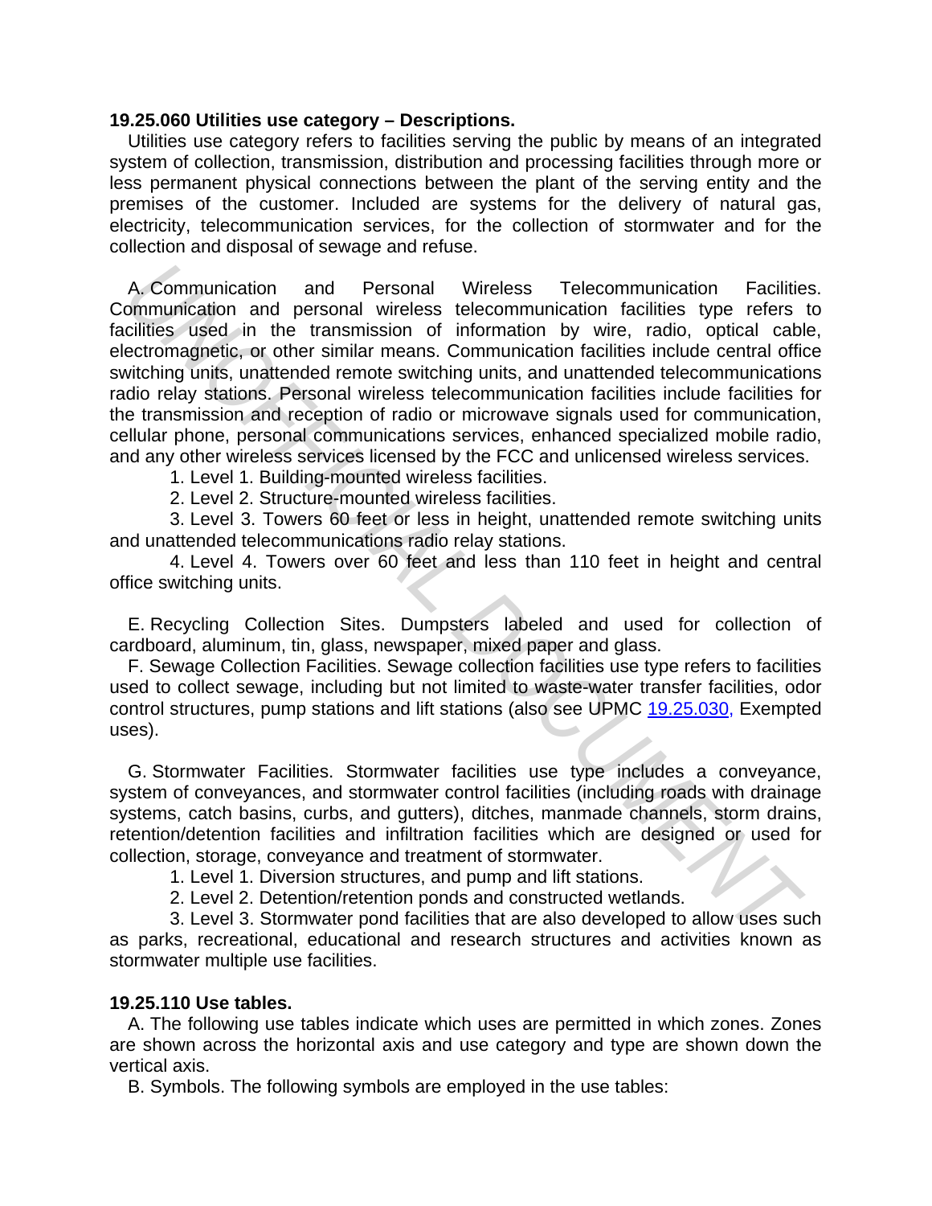**19.25.060 Utilities use category – Descriptions.**

Utilities use category refers to facilities serving the public by means of an integrated system of collection, transmission, distribution and processing facilities through more or less permanent physical connections between the plant of the serving entity and the premises of the customer. Included are systems for the delivery of natural gas, electricity, telecommunication services, for the collection of stormwater and for the collection and disposal of sewage and refuse.

A. Communication and Personal Wireless Telecommunication Facilities. Communication and personal wireless telecommunication facilities type refers to facilities used in the transmission of information by wire, radio, optical cable, electromagnetic, or other similar means. Communication facilities include central office switching units, unattended remote switching units, and unattended telecommunications radio relay stations. Personal wireless telecommunication facilities include facilities for the transmission and reception of radio or microwave signals used for communication, cellular phone, personal communications services, enhanced specialized mobile radio, and any other wireless services licensed by the FCC and unlicensed wireless services.

1. Level 1. Building-mounted wireless facilities.
2. Level 2. Structure-mounted wireless facilities.
3. Level 3. Towers 60 feet or less in height, unattended remote switching units and unattended telecommunications radio relay stations.
4. Level 4. Towers over 60 feet and less than 110 feet in height and central office switching units.

E. Recycling Collection Sites. Dumpsters labeled and used for collection of cardboard, aluminum, tin, glass, newspaper, mixed paper and glass.

F. Sewage Collection Facilities. Sewage collection facilities use type refers to facilities used to collect sewage, including but not limited to waste-water transfer facilities, odor control structures, pump stations and lift stations (also see UPMC 19.25.030, Exempted uses).

G. Stormwater Facilities. Stormwater facilities use type includes a conveyance, system of conveyances, and stormwater control facilities (including roads with drainage systems, catch basins, curbs, and gutters), ditches, manmade channels, storm drains, retention/detention facilities and infiltration facilities which are designed or used for collection, storage, conveyance and treatment of stormwater.

1. Level 1. Diversion structures, and pump and lift stations.
2. Level 2. Detention/retention ponds and constructed wetlands.
3. Level 3. Stormwater pond facilities that are also developed to allow uses such as parks, recreational, educational and research structures and activities known as stormwater multiple use facilities.

**19.25.110 Use tables.**

A. The following use tables indicate which uses are permitted in which zones. Zones are shown across the horizontal axis and use category and type are shown down the vertical axis.

B. Symbols. The following symbols are employed in the use tables: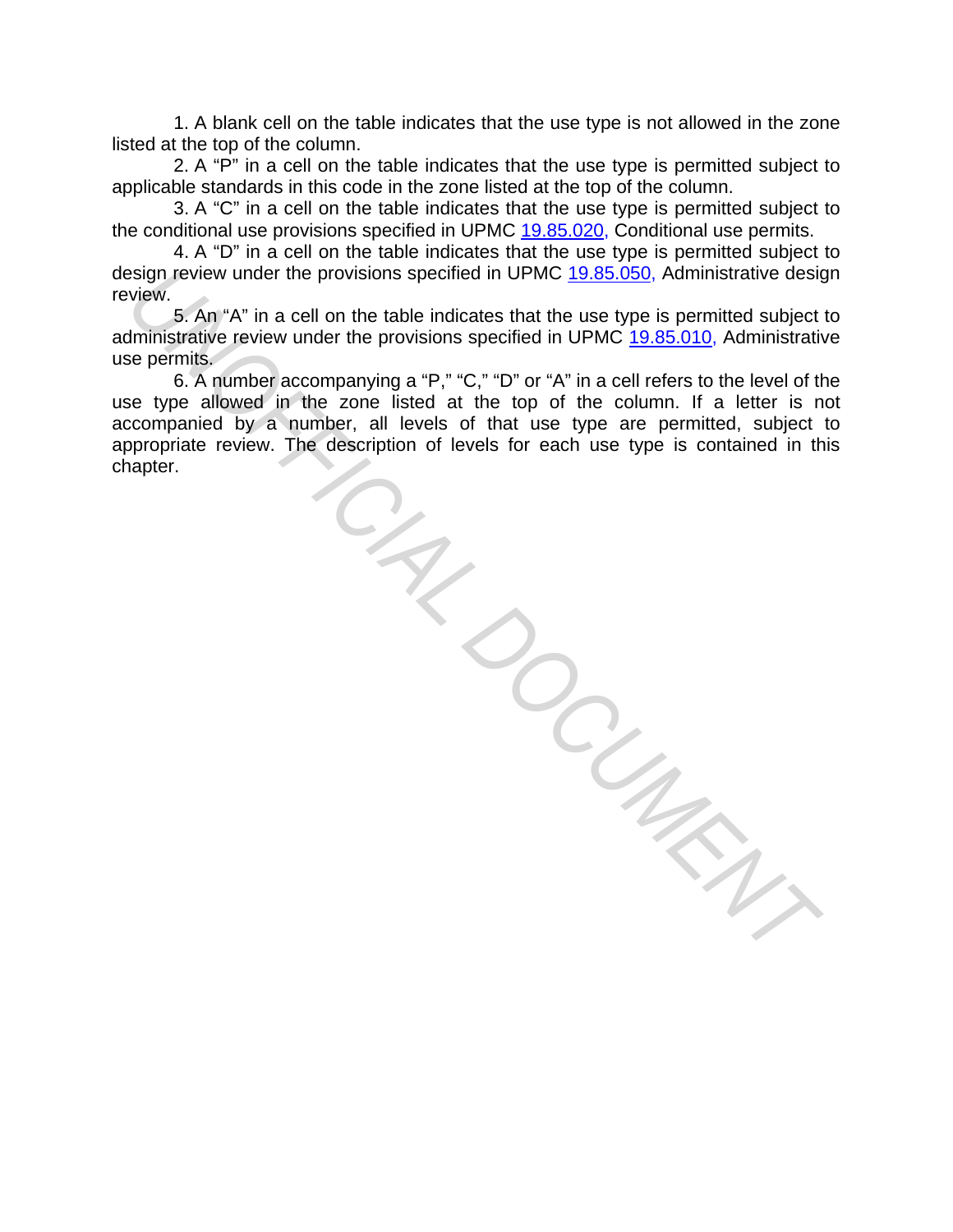1. A blank cell on the table indicates that the use type is not allowed in the zone listed at the top of the column.

2. A "P" in a cell on the table indicates that the use type is permitted subject to applicable standards in this code in the zone listed at the top of the column.

3. A "C" in a cell on the table indicates that the use type is permitted subject to the conditional use provisions specified in UPMC 19.85.020, Conditional use permits.

4. A "D" in a cell on the table indicates that the use type is permitted subject to design review under the provisions specified in UPMC 19.85.050, Administrative design review.

5. An "A" in a cell on the table indicates that the use type is permitted subject to administrative review under the provisions specified in UPMC 19.85.010, Administrative use permits.

6. A number accompanying a "P," "C," "D" or "A" in a cell refers to the level of the use type allowed in the zone listed at the top of the column. If a letter is not accompanied by a number, all levels of that use type are permitted, subject to appropriate review. The description of levels for each use type is contained in this chapter.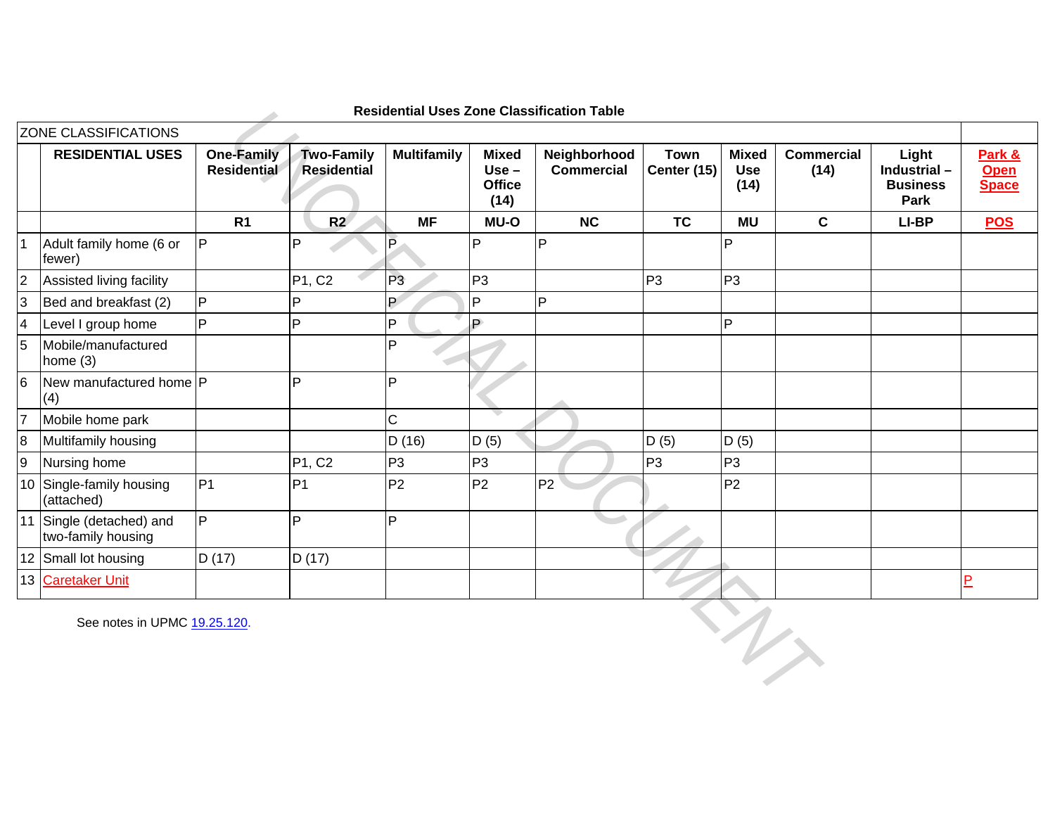**Residential Uses Zone Classification Table**

| ZONE CLASSIFICATIONS | | | | | | | | | | | | |
|---|---|---|---|---|---|---|---|---|---|---|---|---|
| | **RESIDENTIAL USES** | **One-Family Residential** | **Two-Family Residential** | **Multifamily** | **Mixed Use – Office (14)** | **Neighborhood Commercial** | **Town Center (15)** | **Mixed Use (14)** | **Commercial (14)** | **Light Industrial – Business Park** | **Park & Open Space** |
| | | **R1** | **R2** | **MF** | **MU-O** | **NC** | **TC** | **MU** | **C** | **LI-BP** | **POS** |
| 1 | Adult family home (6 or fewer) | P | P | P | P | P | | P | | | |
| 2 | Assisted living facility | | P1, C2 | P3 | P3 | | P3 | P3 | | | |
| 3 | Bed and breakfast (2) | P | P | P | P | P | | | | | |
| 4 | Level I group home | P | P | P | P | | | P | | | |
| 5 | Mobile/manufactured home (3) | | | P | | | | | | | |
| 6 | New manufactured home (4) | P | P | P | | | | | | | |
| 7 | Mobile home park | | | C | | | | | | | |
| 8 | Multifamily housing | | | D (16) | D (5) | | D (5) | D (5) | | | |
| 9 | Nursing home | | P1, C2 | P3 | P3 | | P3 | P3 | | | |
| 10 | Single-family housing (attached) | P1 | P1 | P2 | P2 | P2 | | P2 | | | |
| 11 | Single (detached) and two-family housing | P | P | P | | | | | | | |
| 12 | Small lot housing | D (17) | D (17) | | | | | | | | |
| 13 | Caretaker Unit | | | | | | | | | | P |

See notes in UPMC 19.25.120.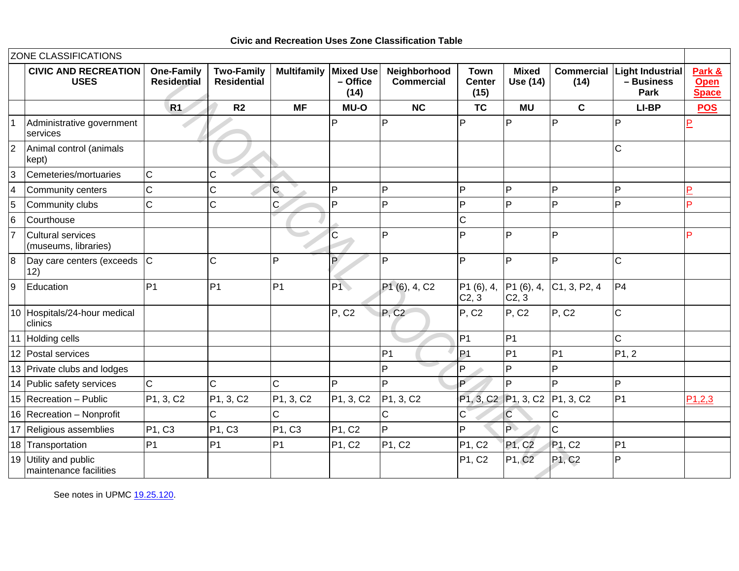**Civic and Recreation Uses Zone Classification Table**

| ZONE CLASSIFICATIONS | | | | | | | | | | | |
|---|---|---|---|---|---|---|---|---|---|---|---|
| | **CIVIC AND RECREATION USES** | **One-Family Residential** | **Two-Family Residential** | **Multifamily** | **Mixed Use – Office (14)** | **Neighborhood Commercial** | **Town Center (15)** | **Mixed Use (14)** | **Commercial (14)** | **Light Industrial – Business Park** | **Park & Open Space** |
| | | **R1** | **R2** | **MF** | **MU-O** | **NC** | **TC** | **MU** | **C** | **LI-BP** | **POS** |
| 1 | Administrative government services | | | | P | P | P | P | P | P | P |
| 2 | Animal control (animals kept) | | | | | | | | | C | |
| 3 | Cemeteries/mortuaries | C | C | | | | | | | | |
| 4 | Community centers | C | C | C | P | P | P | P | P | P | P |
| 5 | Community clubs | C | C | C | P | P | P | P | P | P | P |
| 6 | Courthouse | | | | | | C | | | | |
| 7 | Cultural services (museums, libraries) | | | | C | P | P | P | P | | P |
| 8 | Day care centers (exceeds 12) | C | C | P | P | P | P | P | P | C | |
| 9 | Education | P1 | P1 | P1 | P1 | P1 (6), 4, C2 | P1 (6), 4, C2, 3 | P1 (6), 4, C2, 3 | C1, 3, P2, 4 | P4 | |
| 10 | Hospitals/24-hour medical clinics | | | | P, C2 | P, C2 | P, C2 | P, C2 | P, C2 | C | |
| 11 | Holding cells | | | | | | P1 | P1 | | C | |
| 12 | Postal services | | | | | P1 | P1 | P1 | P1 | P1, 2 | |
| 13 | Private clubs and lodges | | | | | P | P | P | P | | |
| 14 | Public safety services | C | C | C | P | P | P | P | P | P | |
| 15 | Recreation – Public | P1, 3, C2 | P1, 3, C2 | P1, 3, C2 | P1, 3, C2 | P1, 3, C2 | P1, 3, C2 | P1, 3, C2 | P1, 3, C2 | P1 | P1,2,3 |
| 16 | Recreation – Nonprofit | | C | C | | C | C | C | C | | |
| 17 | Religious assemblies | P1, C3 | P1, C3 | P1, C3 | P1, C2 | P | P | P | C | | |
| 18 | Transportation | P1 | P1 | P1 | P1, C2 | P1, C2 | P1, C2 | P1, C2 | P1, C2 | P1 | |
| 19 | Utility and public maintenance facilities | | | | | | P1, C2 | P1, C2 | P1, C2 | P | |

See notes in UPMC 19.25.120.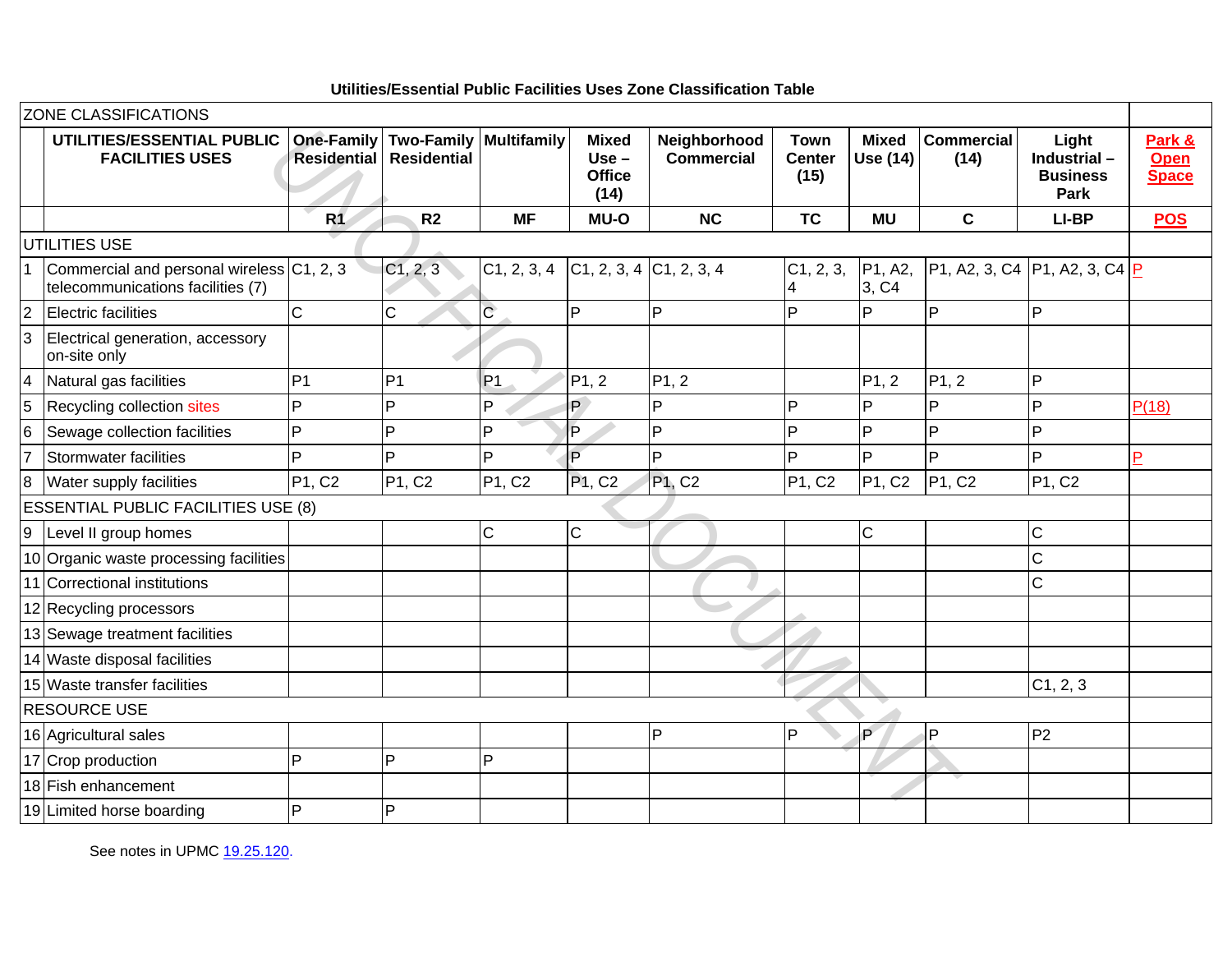**Utilities/Essential Public Facilities Uses Zone Classification Table**

| ZONE CLASSIFICATIONS | | | | | | | | | | | |
|---|---|---|---|---|---|---|---|---|---|---|---|
| | UTILITIES/ESSENTIAL PUBLIC FACILITIES USES | One-Family Residential | Two-Family Residential | Multifamily | Mixed Use – Office (14) | Neighborhood Commercial | Town Center (15) | Mixed Use (14) | Commercial (14) | Light Industrial – Business Park | Park & Open Space |
| | | R1 | R2 | MF | MU-O | NC | TC | MU | C | LI-BP | POS |
| UTILITIES USE | | | | | | | | | | | |
| 1 | Commercial and personal wireless telecommunications facilities (7) | C1, 2, 3 | C1, 2, 3 | C1, 2, 3, 4 | C1, 2, 3, 4 | C1, 2, 3, 4 | C1, 2, 3, 4 | P1, A2, 3, C4 | P1, A2, 3, C4 | P1, A2, 3, C4 | P |
| 2 | Electric facilities | C | C | C | P | P | P | P | P | P | |
| 3 | Electrical generation, accessory on-site only | | | | | | | | | | |
| 4 | Natural gas facilities | P1 | P1 | P1 | P1, 2 | P1, 2 | | P1, 2 | P1, 2 | P | |
| 5 | Recycling collection sites | P | P | P | P | P | P | P | P | P | P(18) |
| 6 | Sewage collection facilities | P | P | P | P | P | P | P | P | P | |
| 7 | Stormwater facilities | P | P | P | P | P | P | P | P | P | P |
| 8 | Water supply facilities | P1, C2 | P1, C2 | P1, C2 | P1, C2 | P1, C2 | P1, C2 | P1, C2 | P1, C2 | P1, C2 | |
| ESSENTIAL PUBLIC FACILITIES USE (8) | | | | | | | | | | | |
| 9 | Level II group homes | | | C | C | | | C | | C | |
| 10 | Organic waste processing facilities | | | | | | | | | C | |
| 11 | Correctional institutions | | | | | | | | | C | |
| 12 | Recycling processors | | | | | | | | | | |
| 13 | Sewage treatment facilities | | | | | | | | | | |
| 14 | Waste disposal facilities | | | | | | | | | | |
| 15 | Waste transfer facilities | | | | | | | | | C1, 2, 3 | |
| RESOURCE USE | | | | | | | | | | | |
| 16 | Agricultural sales | | | | | P | P | P | P | P2 | |
| 17 | Crop production | P | P | P | | | | | | | |
| 18 | Fish enhancement | | | | | | | | | | |
| 19 | Limited horse boarding | P | P | | | | | | | | |

See notes in UPMC 19.25.120.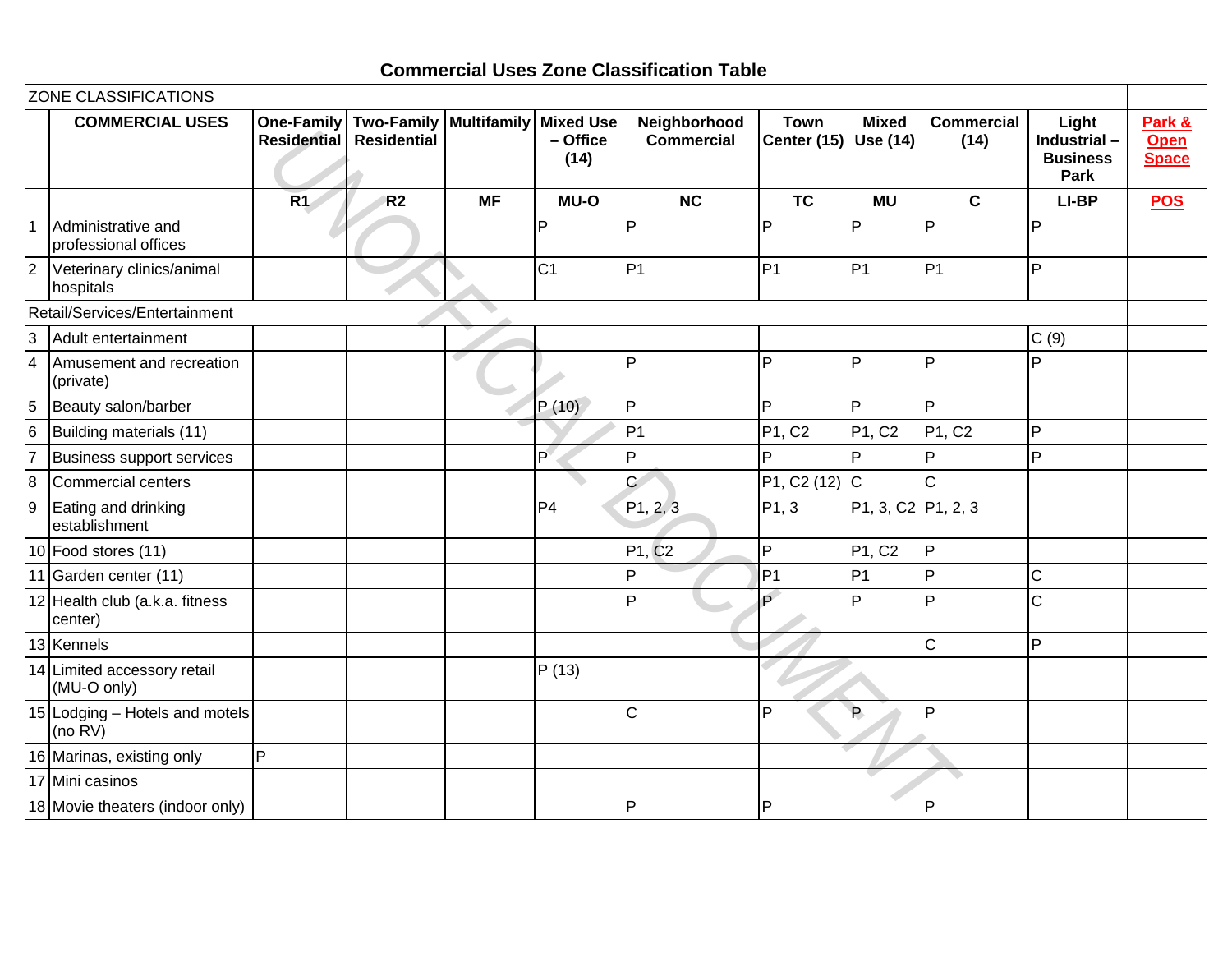# Commercial Uses Zone Classification Table

| ZONE CLASSIFICATIONS | | | | | | | | | | | |
|---|---|---|---|---|---|---|---|---|---|---|---|
| | **COMMERCIAL USES** | **One-Family Residential** | **Two-Family Residential** | **Multifamily** | **Mixed Use – Office (14)** | **Neighborhood Commercial** | **Town Center (15)** | **Mixed Use (14)** | **Commercial (14)** | **Light Industrial – Business Park** | **Park & Open Space** |
| | | **R1** | **R2** | **MF** | **MU-O** | **NC** | **TC** | **MU** | **C** | **LI-BP** | **POS** |
| 1 | Administrative and professional offices | | | | P | P | P | P | P | P | |
| 2 | Veterinary clinics/animal hospitals | | | | C1 | P1 | P1 | P1 | P1 | P | |
| Retail/Services/Entertainment | | | | | | | | | | | |
| 3 | Adult entertainment | | | | | | | | | C (9) | |
| 4 | Amusement and recreation (private) | | | | | P | P | P | P | P | |
| 5 | Beauty salon/barber | | | | P (10) | P | P | P | P | | |
| 6 | Building materials (11) | | | | | P1 | P1, C2 | P1, C2 | P1, C2 | P | |
| 7 | Business support services | | | | P | P | P | P | P | P | |
| 8 | Commercial centers | | | | | C | P1, C2 (12) | C | C | | |
| 9 | Eating and drinking establishment | | | | P4 | P1, 2, 3 | P1, 3 | P1, 3, C2 | P1, 2, 3 | | |
| 10 | Food stores (11) | | | | | P1, C2 | P | P1, C2 | P | | |
| 11 | Garden center (11) | | | | | P | P1 | P1 | P | C | |
| 12 | Health club (a.k.a. fitness center) | | | | | P | P | P | P | C | |
| 13 | Kennels | | | | | | | | C | P | |
| 14 | Limited accessory retail (MU-O only) | | | | P (13) | | | | | | |
| 15 | Lodging – Hotels and motels (no RV) | | | | | C | P | P | P | | |
| 16 | Marinas, existing only | P | | | | | | | | | |
| 17 | Mini casinos | | | | | | | | | | |
| 18 | Movie theaters (indoor only) | | | | | P | P | | P | | |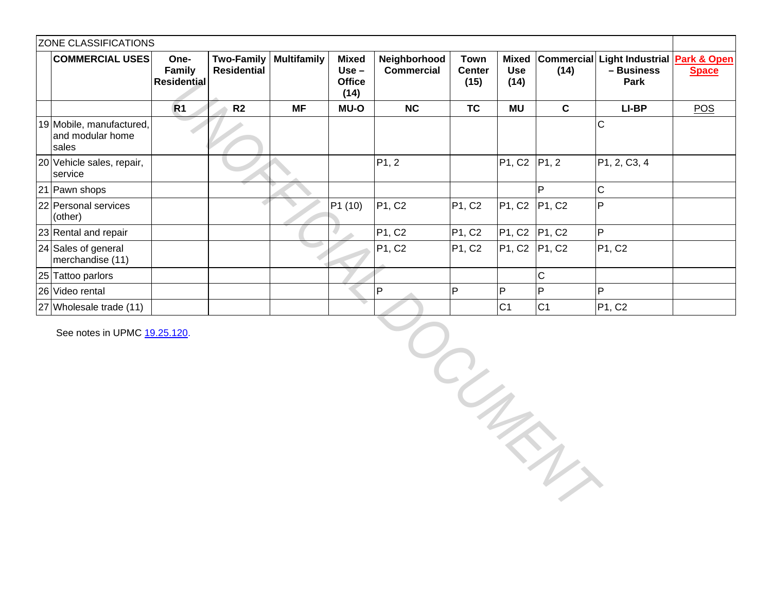| ZONE CLASSIFICATIONS | | | | | | | | | | | |
|---|---|---|---|---|---|---|---|---|---|---|---|
| | **COMMERCIAL USES** | **One-Family Residential** | **Two-Family Residential** | **Multifamily** | **Mixed Use – Office (14)** | **Neighborhood Commercial** | **Town Center (15)** | **Mixed Use (14)** | **Commercial (14)** | **Light Industrial – Business Park** | **Park & Open Space** |
| | | **R1** | **R2** | **MF** | **MU-O** | **NC** | **TC** | **MU** | **C** | **LI-BP** | POS |
| 19 | Mobile, manufactured, and modular home sales | | | | | | | | | C | |
| 20 | Vehicle sales, repair, service | | | | | P1, 2 | | P1, C2 | P1, 2 | P1, 2, C3, 4 | |
| 21 | Pawn shops | | | | | | | | P | C | |
| 22 | Personal services (other) | | | | P1 (10) | P1, C2 | P1, C2 | P1, C2 | P1, C2 | P | |
| 23 | Rental and repair | | | | | P1, C2 | P1, C2 | P1, C2 | P1, C2 | P | |
| 24 | Sales of general merchandise (11) | | | | | P1, C2 | P1, C2 | P1, C2 | P1, C2 | P1, C2 | |
| 25 | Tattoo parlors | | | | | | | | C | | |
| 26 | Video rental | | | | | P | P | P | P | P | |
| 27 | Wholesale trade (11) | | | | | | | C1 | C1 | P1, C2 | |

See notes in UPMC 19.25.120.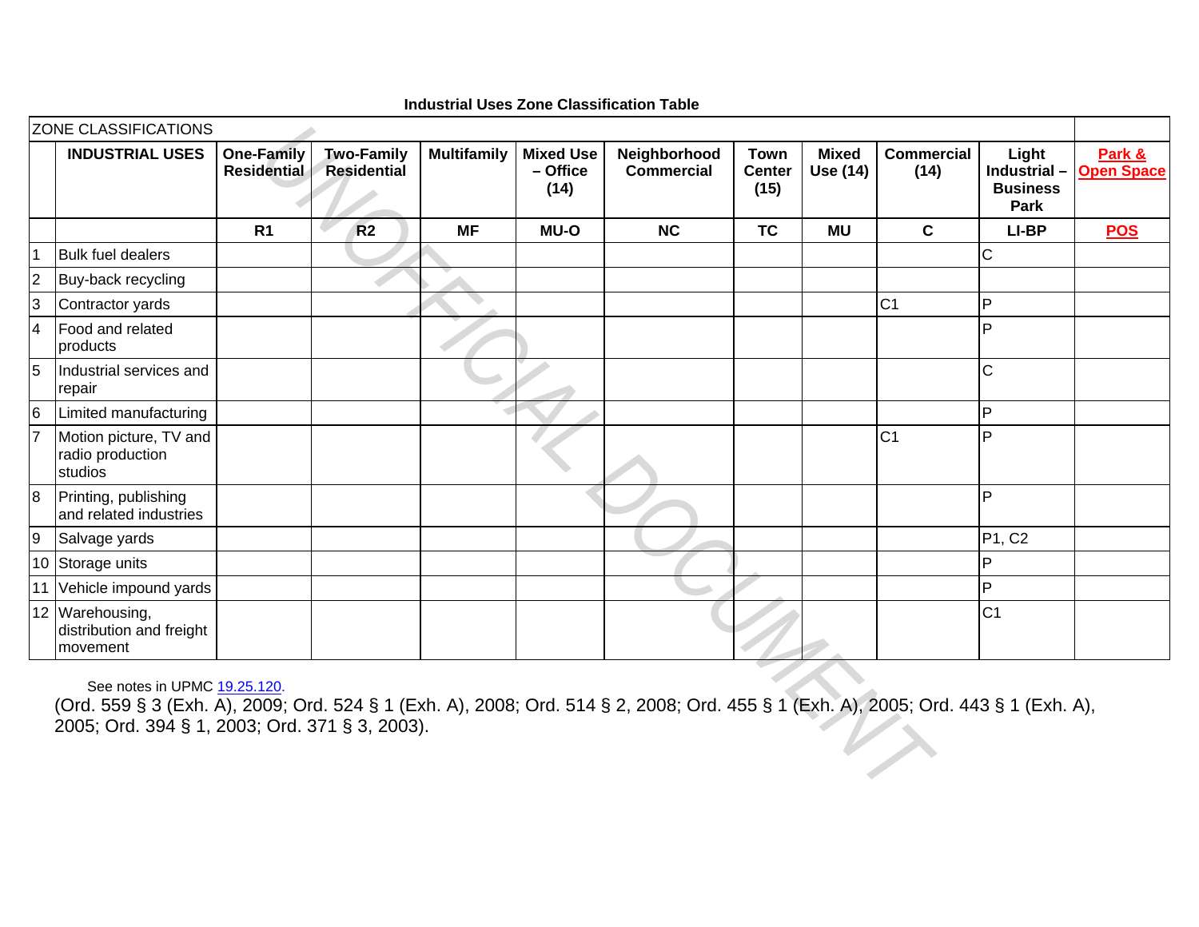**Industrial Uses Zone Classification Table**

| ZONE CLASSIFICATIONS | | | | | | | | | | | |
|---|---|---|---|---|---|---|---|---|---|---|---|
| | **INDUSTRIAL USES** | **One-Family Residential** | **Two-Family Residential** | **Multifamily** | **Mixed Use – Office (14)** | **Neighborhood Commercial** | **Town Center (15)** | **Mixed Use (14)** | **Commercial (14)** | **Light Industrial – Business Park** | **Park & Open Space** |
| | | **R1** | **R2** | **MF** | **MU-O** | **NC** | **TC** | **MU** | **C** | **LI-BP** | **POS** |
| 1 | Bulk fuel dealers | | | | | | | | | C | |
| 2 | Buy-back recycling | | | | | | | | | | |
| 3 | Contractor yards | | | | | | | | C1 | P | |
| 4 | Food and related products | | | | | | | | | P | |
| 5 | Industrial services and repair | | | | | | | | | C | |
| 6 | Limited manufacturing | | | | | | | | | P | |
| 7 | Motion picture, TV and radio production studios | | | | | | | | C1 | P | |
| 8 | Printing, publishing and related industries | | | | | | | | | P | |
| 9 | Salvage yards | | | | | | | | | P1, C2 | |
| 10 | Storage units | | | | | | | | | P | |
| 11 | Vehicle impound yards | | | | | | | | | P | |
| 12 | Warehousing, distribution and freight movement | | | | | | | | | C1 | |

See notes in UPMC 19.25.120.

(Ord. 559 § 3 (Exh. A), 2009; Ord. 524 § 1 (Exh. A), 2008; Ord. 514 § 2, 2008; Ord. 455 § 1 (Exh. A), 2005; Ord. 443 § 1 (Exh. A), 2005; Ord. 394 § 1, 2003; Ord. 371 § 3, 2003).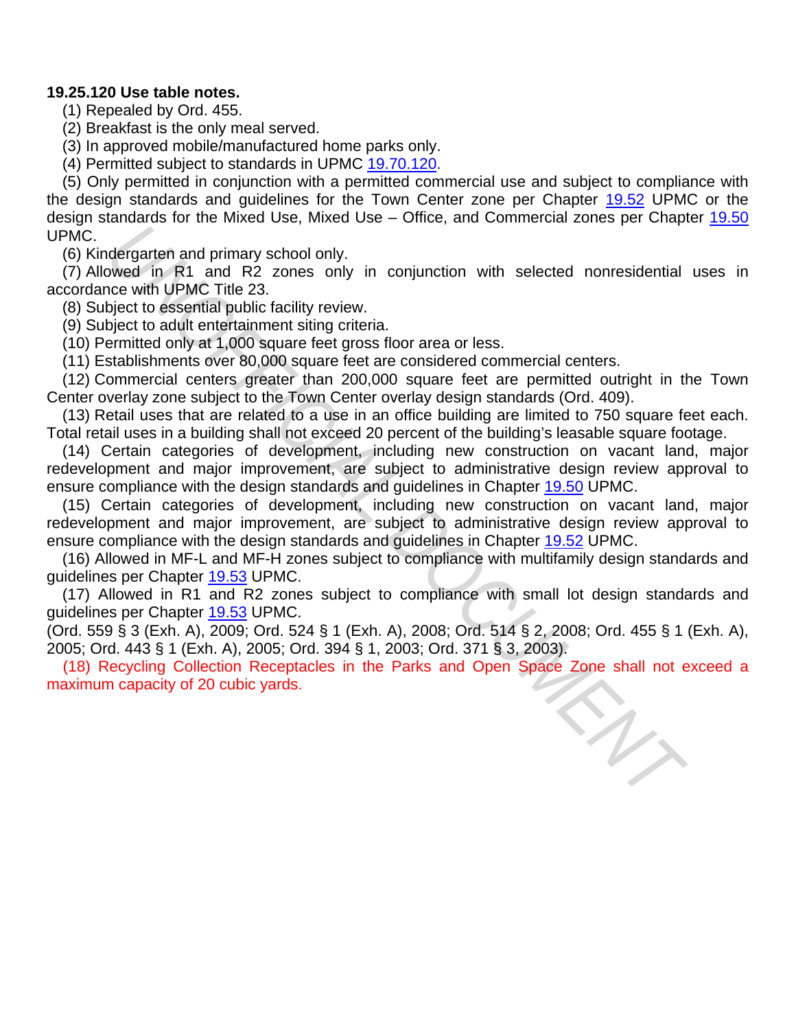**19.25.120 Use table notes.**

(1) Repealed by Ord. 455.

(2) Breakfast is the only meal served.

(3) In approved mobile/manufactured home parks only.

(4) Permitted subject to standards in UPMC 19.70.120.

(5) Only permitted in conjunction with a permitted commercial use and subject to compliance with the design standards and guidelines for the Town Center zone per Chapter 19.52 UPMC or the design standards for the Mixed Use, Mixed Use – Office, and Commercial zones per Chapter 19.50 UPMC.

(6) Kindergarten and primary school only.

(7) Allowed in R1 and R2 zones only in conjunction with selected nonresidential uses in accordance with UPMC Title 23.

(8) Subject to essential public facility review.

(9) Subject to adult entertainment siting criteria.

(10) Permitted only at 1,000 square feet gross floor area or less.

(11) Establishments over 80,000 square feet are considered commercial centers.

(12) Commercial centers greater than 200,000 square feet are permitted outright in the Town Center overlay zone subject to the Town Center overlay design standards (Ord. 409).

(13) Retail uses that are related to a use in an office building are limited to 750 square feet each. Total retail uses in a building shall not exceed 20 percent of the building's leasable square footage.

(14) Certain categories of development, including new construction on vacant land, major redevelopment and major improvement, are subject to administrative design review approval to ensure compliance with the design standards and guidelines in Chapter 19.50 UPMC.

(15) Certain categories of development, including new construction on vacant land, major redevelopment and major improvement, are subject to administrative design review approval to ensure compliance with the design standards and guidelines in Chapter 19.52 UPMC.

(16) Allowed in MF-L and MF-H zones subject to compliance with multifamily design standards and guidelines per Chapter 19.53 UPMC.

(17) Allowed in R1 and R2 zones subject to compliance with small lot design standards and guidelines per Chapter 19.53 UPMC.

(Ord. 559 § 3 (Exh. A), 2009; Ord. 524 § 1 (Exh. A), 2008; Ord. 514 § 2, 2008; Ord. 455 § 1 (Exh. A), 2005; Ord. 443 § 1 (Exh. A), 2005; Ord. 394 § 1, 2003; Ord. 371 § 3, 2003).

(18) Recycling Collection Receptacles in the Parks and Open Space Zone shall not exceed a maximum capacity of 20 cubic yards.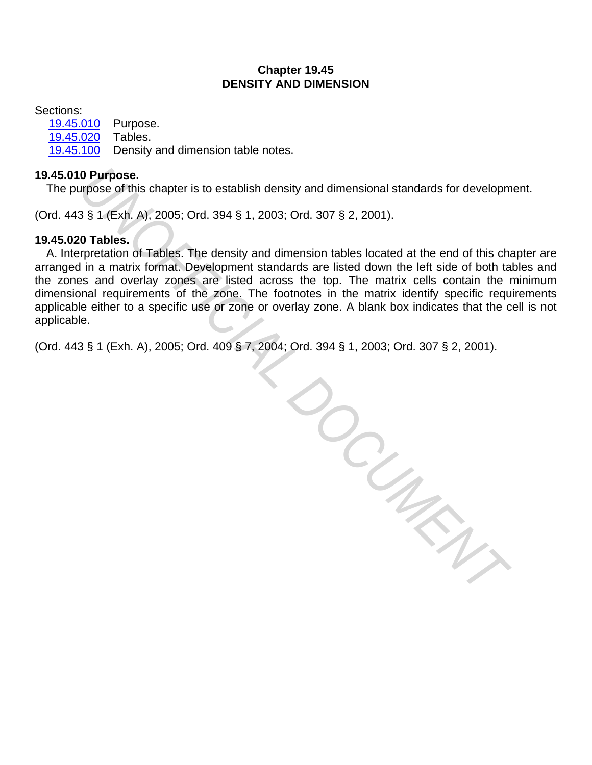# Chapter 19.45
# DENSITY AND DIMENSION

Sections:

- 19.45.010 Purpose.
- 19.45.020 Tables.
- 19.45.100 Density and dimension table notes.

### 19.45.010 Purpose.

The purpose of this chapter is to establish density and dimensional standards for development.

(Ord. 443 § 1 (Exh. A), 2005; Ord. 394 § 1, 2003; Ord. 307 § 2, 2001).

### 19.45.020 Tables.

A. Interpretation of Tables. The density and dimension tables located at the end of this chapter are arranged in a matrix format. Development standards are listed down the left side of both tables and the zones and overlay zones are listed across the top. The matrix cells contain the minimum dimensional requirements of the zone. The footnotes in the matrix identify specific requirements applicable either to a specific use or zone or overlay zone. A blank box indicates that the cell is not applicable.

(Ord. 443 § 1 (Exh. A), 2005; Ord. 409 § 7, 2004; Ord. 394 § 1, 2003; Ord. 307 § 2, 2001).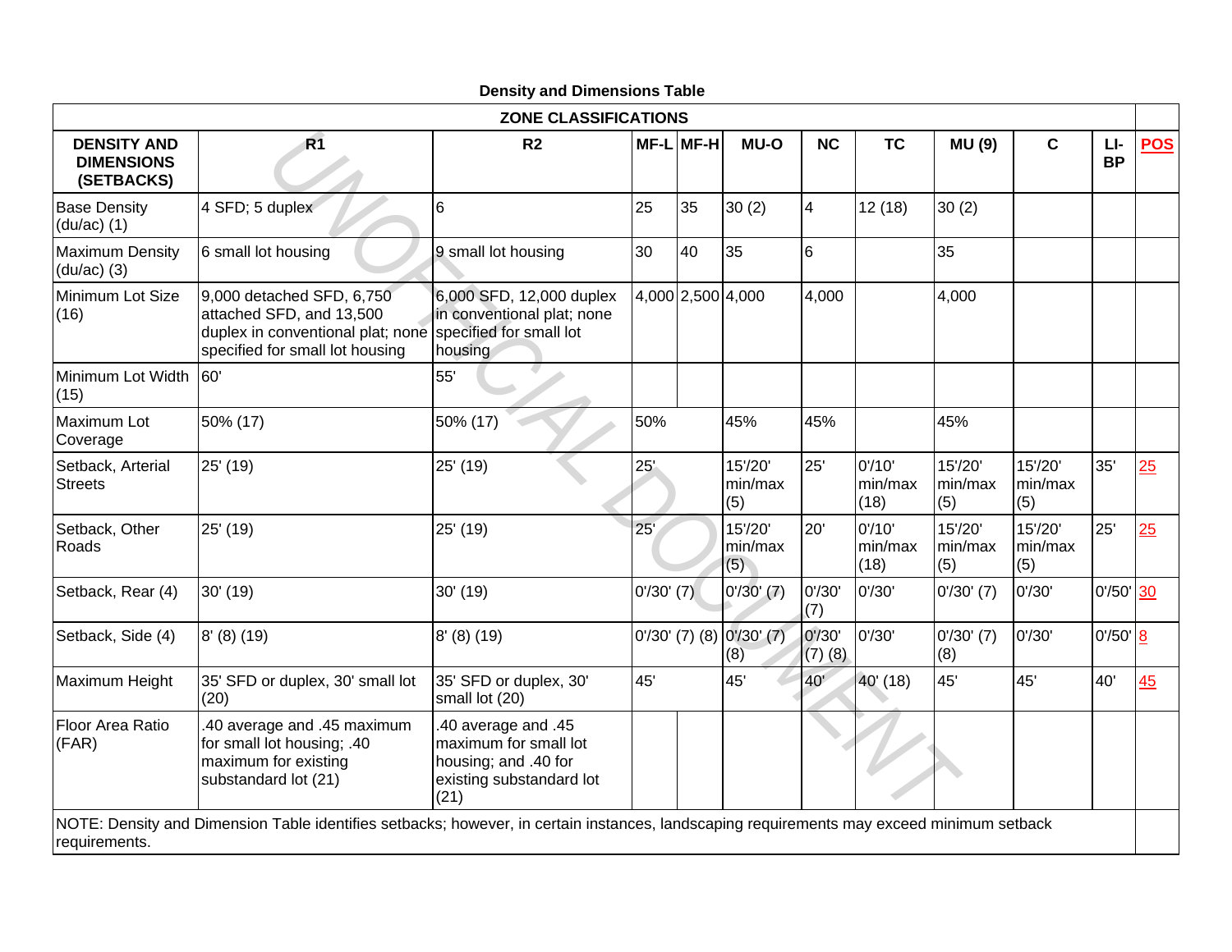**Density and Dimensions Table**

| | ZONE CLASSIFICATIONS | | | | | | | | | | |
|---|---|---|---|---|---|---|---|---|---|---|---|
| **DENSITY AND DIMENSIONS (SETBACKS)** | **R1** | **R2** | **MF-L** | **MF-H** | **MU-O** | **NC** | **TC** | **MU (9)** | **C** | **LI-BP** | **POS** |
| Base Density (du/ac) (1) | 4 SFD; 5 duplex | 6 | 25 | 35 | 30 (2) | 4 | 12 (18) | 30 (2) | | | |
| Maximum Density (du/ac) (3) | 6 small lot housing | 9 small lot housing | 30 | 40 | 35 | 6 | | 35 | | | |
| Minimum Lot Size (16) | 9,000 detached SFD, 6,750 attached SFD, and 13,500 duplex in conventional plat; none specified for small lot housing | 6,000 SFD, 12,000 duplex in conventional plat; none specified for small lot housing | 4,000 | 2,500 | 4,000 | 4,000 | | 4,000 | | | |
| Minimum Lot Width (15) | 60' | 55' | | | | | | | | | |
| Maximum Lot Coverage | 50% (17) | 50% (17) | 50% | | 45% | 45% | | 45% | | | |
| Setback, Arterial Streets | 25' (19) | 25' (19) | 25' | | 15'/20' min/max (5) | 25' | 0'/10' min/max (18) | 15'/20' min/max (5) | 15'/20' min/max (5) | 35' | 25 |
| Setback, Other Roads | 25' (19) | 25' (19) | 25' | | 15'/20' min/max (5) | 20' | 0'/10' min/max (18) | 15'/20' min/max (5) | 15'/20' min/max (5) | 25' | 25 |
| Setback, Rear (4) | 30' (19) | 30' (19) | 0'/30' (7) | | 0'/30' (7) | 0'/30' (7) | 0'/30' | 0'/30' (7) | 0'/30' | 0'/50' | 30 |
| Setback, Side (4) | 8' (8) (19) | 8' (8) (19) | 0'/30' (7) (8) | | 0'/30' (7) (8) | 0'/30' (7) (8) | 0'/30' | 0'/30' (7) (8) | 0'/30' | 0'/50' | 8 |
| Maximum Height | 35' SFD or duplex, 30' small lot (20) | 35' SFD or duplex, 30' small lot (20) | 45' | | 45' | 40' | 40' (18) | 45' | 45' | 40' | 45 |
| Floor Area Ratio (FAR) | .40 average and .45 maximum for small lot housing; .40 maximum for existing substandard lot (21) | .40 average and .45 maximum for small lot housing; and .40 for existing substandard lot (21) | | | | | | | | | |

NOTE: Density and Dimension Table identifies setbacks; however, in certain instances, landscaping requirements may exceed minimum setback requirements.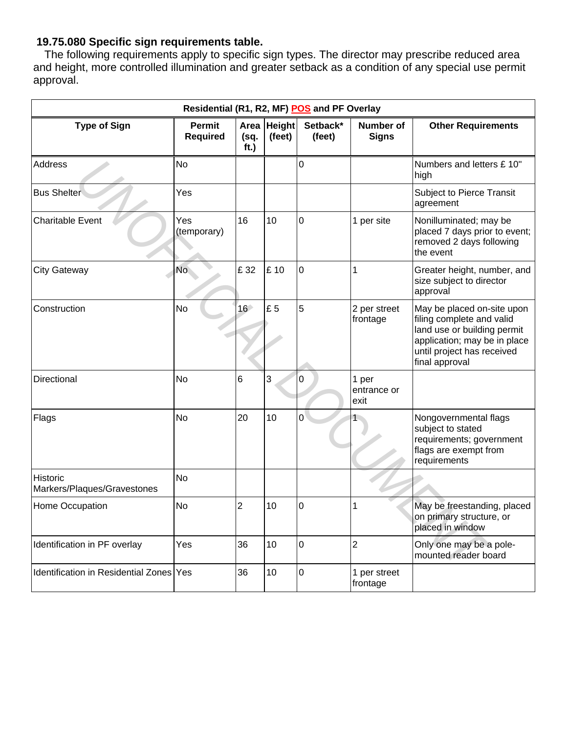**19.75.080 Specific sign requirements table.**

The following requirements apply to specific sign types. The director may prescribe reduced area and height, more controlled illumination and greater setback as a condition of any special use permit approval.

| Residential (R1, R2, MF) POS and PF Overlay | | | | | | |
|---|---|---|---|---|---|---|
| **Type of Sign** | **Permit Required** | **Area (sq. ft.)** | **Height (feet)** | **Setback\* (feet)** | **Number of Signs** | **Other Requirements** |
| Address | No | | | 0 | | Numbers and letters £ 10" high |
| Bus Shelter | Yes | | | | | Subject to Pierce Transit agreement |
| Charitable Event | Yes (temporary) | 16 | 10 | 0 | 1 per site | Nonilluminated; may be placed 7 days prior to event; removed 2 days following the event |
| City Gateway | No | £ 32 | £ 10 | 0 | 1 | Greater height, number, and size subject to director approval |
| Construction | No | 16 | £ 5 | 5 | 2 per street frontage | May be placed on-site upon filing complete and valid land use or building permit application; may be in place until project has received final approval |
| Directional | No | 6 | 3 | 0 | 1 per entrance or exit | |
| Flags | No | 20 | 10 | 0 | 1 | Nongovernmental flags subject to stated requirements; government flags are exempt from requirements |
| Historic Markers/Plaques/Gravestones | No | | | | | |
| Home Occupation | No | 2 | 10 | 0 | 1 | May be freestanding, placed on primary structure, or placed in window |
| Identification in PF overlay | Yes | 36 | 10 | 0 | 2 | Only one may be a pole-mounted reader board |
| Identification in Residential Zones | Yes | 36 | 10 | 0 | 1 per street frontage | |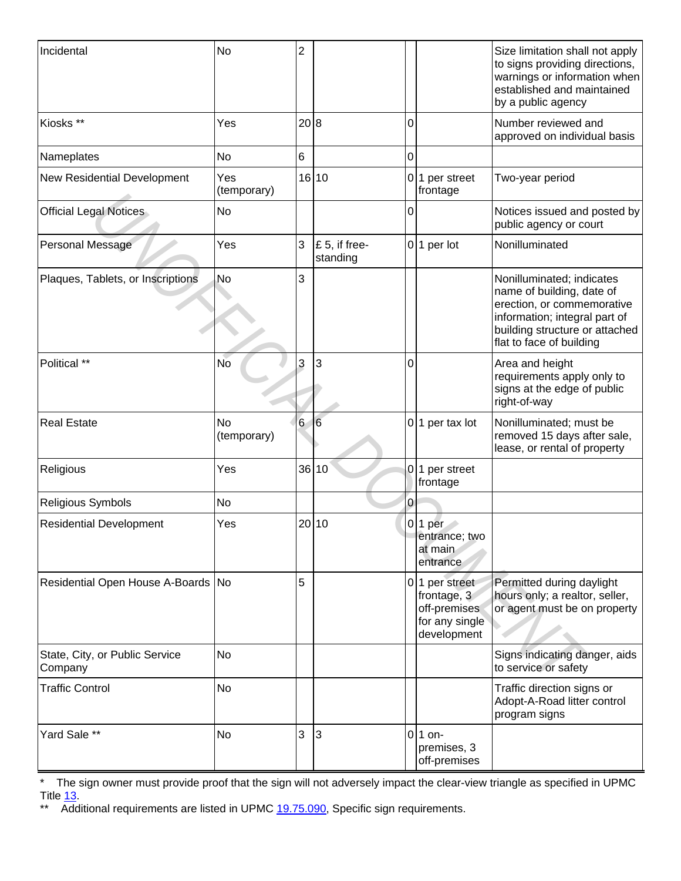| | | | | | | |
|---|---|---|---|---|---|---|
| Incidental | No | 2 | | | | Size limitation shall not apply to signs providing directions, warnings or information when established and maintained by a public agency |
| Kiosks ** | Yes | 20 | 8 | 0 | | Number reviewed and approved on individual basis |
| Nameplates | No | 6 | | 0 | | |
| New Residential Development | Yes (temporary) | 16 | 10 | 0 | 1 per street frontage | Two-year period |
| Official Legal Notices | No | | | 0 | | Notices issued and posted by public agency or court |
| Personal Message | Yes | 3 | £ 5, if free-standing | 0 | 1 per lot | Nonilluminated |
| Plaques, Tablets, or Inscriptions | No | 3 | | | | Nonilluminated; indicates name of building, date of erection, or commemorative information; integral part of building structure or attached flat to face of building |
| Political ** | No | 3 | 3 | 0 | | Area and height requirements apply only to signs at the edge of public right-of-way |
| Real Estate | No (temporary) | 6 | 6 | 0 | 1 per tax lot | Nonilluminated; must be removed 15 days after sale, lease, or rental of property |
| Religious | Yes | 36 | 10 | 0 | 1 per street frontage | |
| Religious Symbols | No | | | 0 | | |
| Residential Development | Yes | 20 | 10 | 0 | 1 per entrance; two at main entrance | |
| Residential Open House A-Boards | No | 5 | | 0 | 1 per street frontage, 3 off-premises for any single development | Permitted during daylight hours only; a realtor, seller, or agent must be on property |
| State, City, or Public Service Company | No | | | | | Signs indicating danger, aids to service or safety |
| Traffic Control | No | | | | | Traffic direction signs or Adopt-A-Road litter control program signs |
| Yard Sale ** | No | 3 | 3 | 0 | 1 on-premises, 3 off-premises | |

* The sign owner must provide proof that the sign will not adversely impact the clear-view triangle as specified in UPMC Title 13.

** Additional requirements are listed in UPMC 19.75.090, Specific sign requirements.